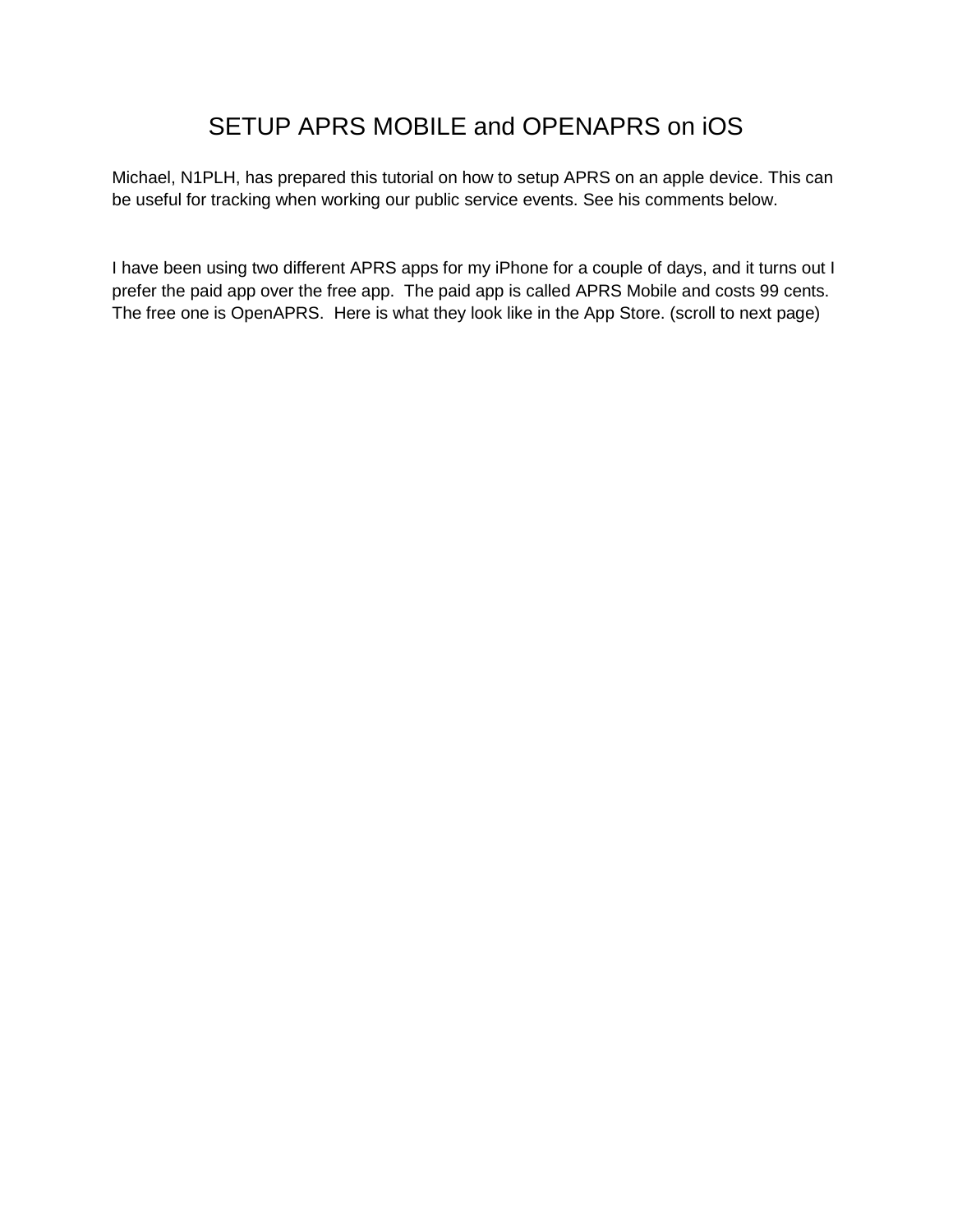# SETUP APRS MOBILE and OPENAPRS on iOS

Michael, N1PLH, has prepared this tutorial on how to setup APRS on an apple device. This can be useful for tracking when working our public service events. See his comments below.

I have been using two different APRS apps for my iPhone for a couple of days, and it turns out I prefer the paid app over the free app. The paid app is called APRS Mobile and costs 99 cents. The free one is OpenAPRS. Here is what they look like in the App Store. (scroll to next page)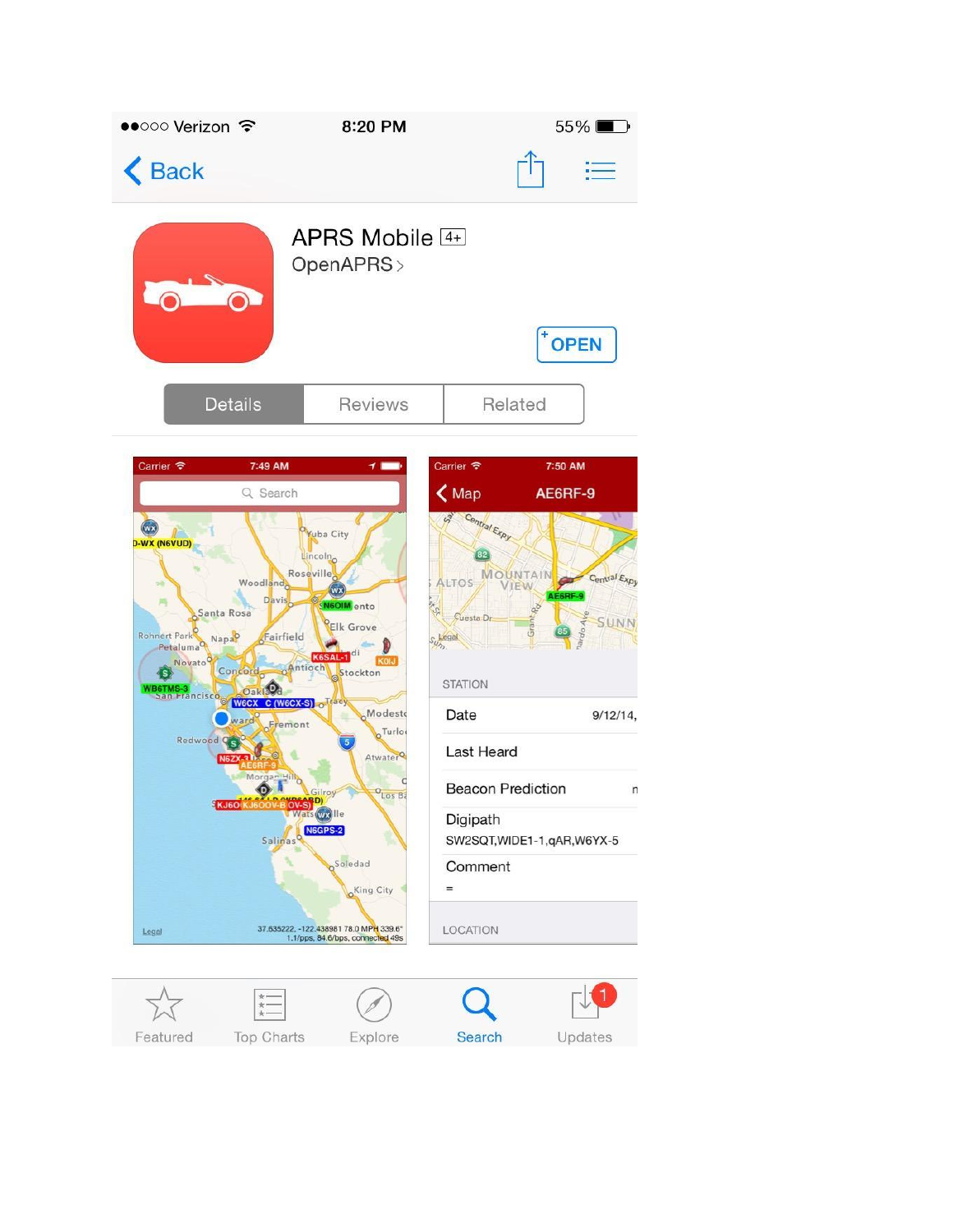●●○○○ Verizon 8:20 PM 55%

Back

APRS Mobile 4+

OpenAPRS >

OPEN

Details | Reviews | Related

Carrier 7:49 AM

Search

Carrier 7:50 AM

Map AE6RF-9

STATION

Date 9/12/14,

Last Heard

Beacon Prediction

Digipath

SW2SQT,WIDE1-1,qAR,W6YX-5

Comment

=

LOCATION

Featured | Top Charts | Explore | Search | Updates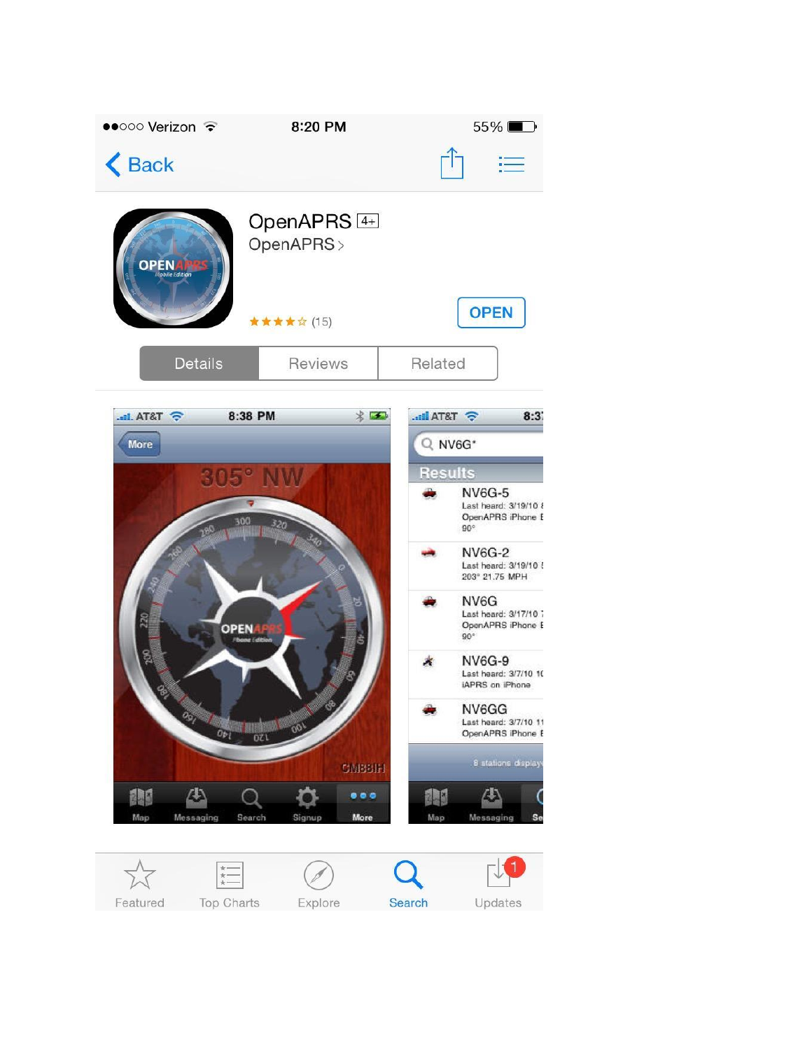●●○○○ Verizon 8:20 PM 55%

Back

OpenAPRS 4+

OpenAPRS >

★★★★☆ (15)

OPEN

Details | Reviews | Related

AT&T 8:38 PM

More

305° NW

CM88IH

Map | Messaging | Search | Signup | More

AT&T 8:3

NV6G*

Results

NV6G-5
Last heard: 3/19/10
OpenAPRS iPhone E
90°

NV6G-2
Last heard: 3/19/10
203° 21.75 MPH

NV6G
Last heard: 3/17/10
OpenAPRS iPhone E
90°

NV6G-9
Last heard: 3/7/10
iAPRS on iPhone

NV6GG
Last heard: 3/7/10
OpenAPRS iPhone E

8 stations display

Map | Messaging | Se

Featured | Top Charts | Explore | Search | Updates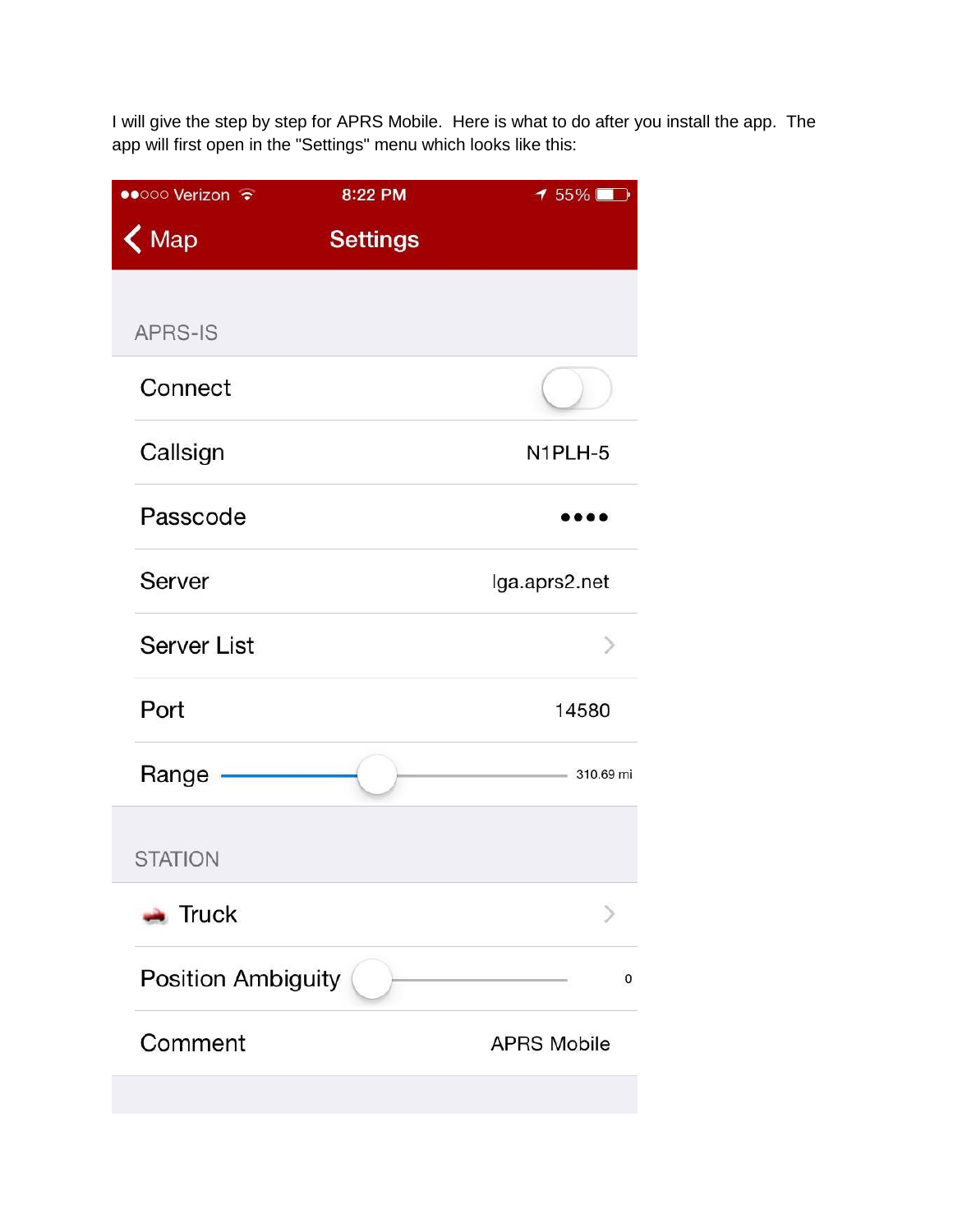I will give the step by step for APRS Mobile. Here is what to do after you install the app. The app will first open in the "Settings" menu which looks like this:

●●○○○ Verizon 8:22 PM 55%

< Map **Settings**

APRS-IS

| | |
|---|---|
| Connect | |
| Callsign | N1PLH-5 |
| Passcode | ●●●● |
| Server | lga.aprs2.net |
| Server List | > |
| Port | 14580 |
| Range | 310.69 mi |

STATION

| | |
|---|---|
| Truck | > |
| Position Ambiguity | 0 |
| Comment | APRS Mobile |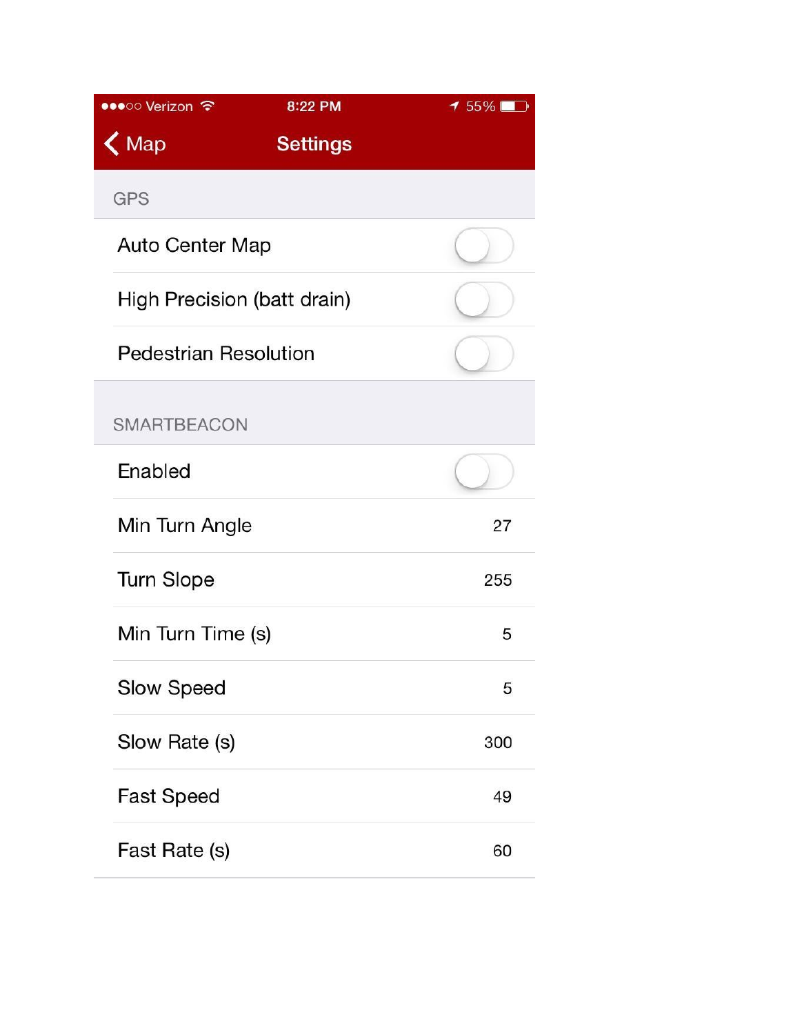●●●○○ Verizon 8:22 PM 55%

Map | **Settings**

GPS

| Setting | Value |
| --- | --- |
| Auto Center Map | Off |
| High Precision (batt drain) | Off |
| Pedestrian Resolution | Off |

SMARTBEACON

| Setting | Value |
| --- | --- |
| Enabled | Off |
| Min Turn Angle | 27 |
| Turn Slope | 255 |
| Min Turn Time (s) | 5 |
| Slow Speed | 5 |
| Slow Rate (s) | 300 |
| Fast Speed | 49 |
| Fast Rate (s) | 60 |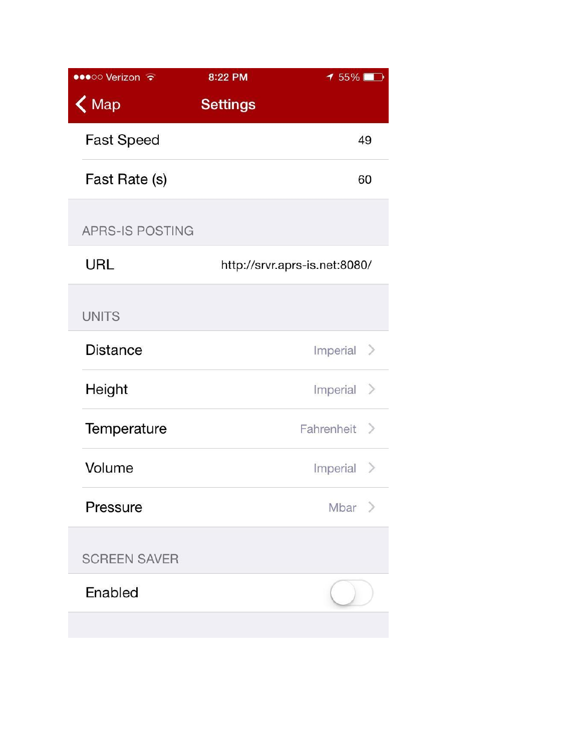●●●○○ Verizon 8:22 PM 55%

‹ Map **Settings**

| | |
|---|---|
| Fast Speed | 49 |
| Fast Rate (s) | 60 |

APRS-IS POSTING

| | |
|---|---|
| URL | http://srvr.aprs-is.net:8080/ |

UNITS

| | |
|---|---|
| Distance | Imperial › |
| Height | Imperial › |
| Temperature | Fahrenheit › |
| Volume | Imperial › |
| Pressure | Mbar › |

SCREEN SAVER

| | |
|---|---|
| Enabled | Off |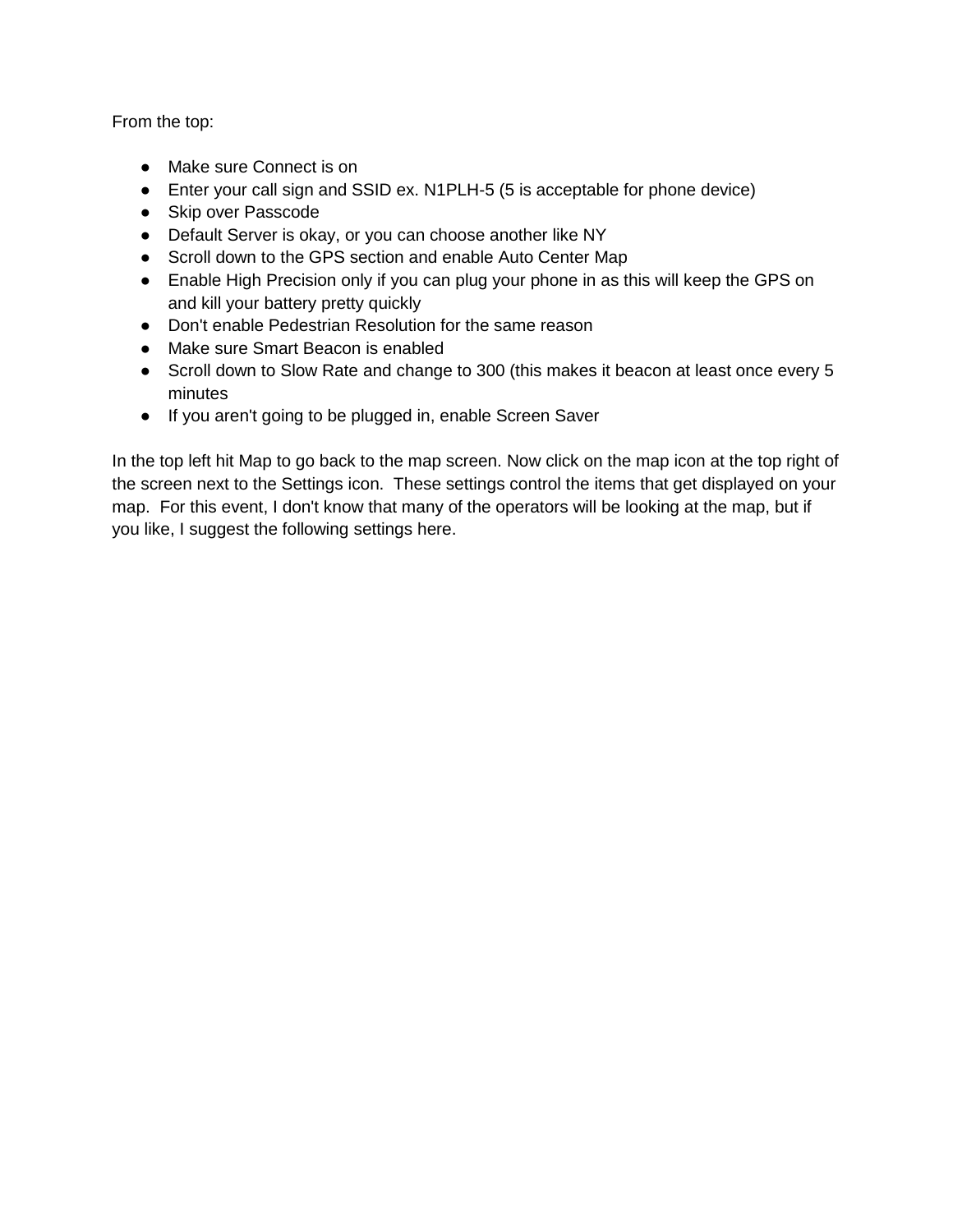From the top:

- Make sure Connect is on
- Enter your call sign and SSID ex. N1PLH-5 (5 is acceptable for phone device)
- Skip over Passcode
- Default Server is okay, or you can choose another like NY
- Scroll down to the GPS section and enable Auto Center Map
- Enable High Precision only if you can plug your phone in as this will keep the GPS on and kill your battery pretty quickly
- Don't enable Pedestrian Resolution for the same reason
- Make sure Smart Beacon is enabled
- Scroll down to Slow Rate and change to 300 (this makes it beacon at least once every 5 minutes
- If you aren't going to be plugged in, enable Screen Saver

In the top left hit Map to go back to the map screen. Now click on the map icon at the top right of the screen next to the Settings icon. These settings control the items that get displayed on your map. For this event, I don't know that many of the operators will be looking at the map, but if you like, I suggest the following settings here.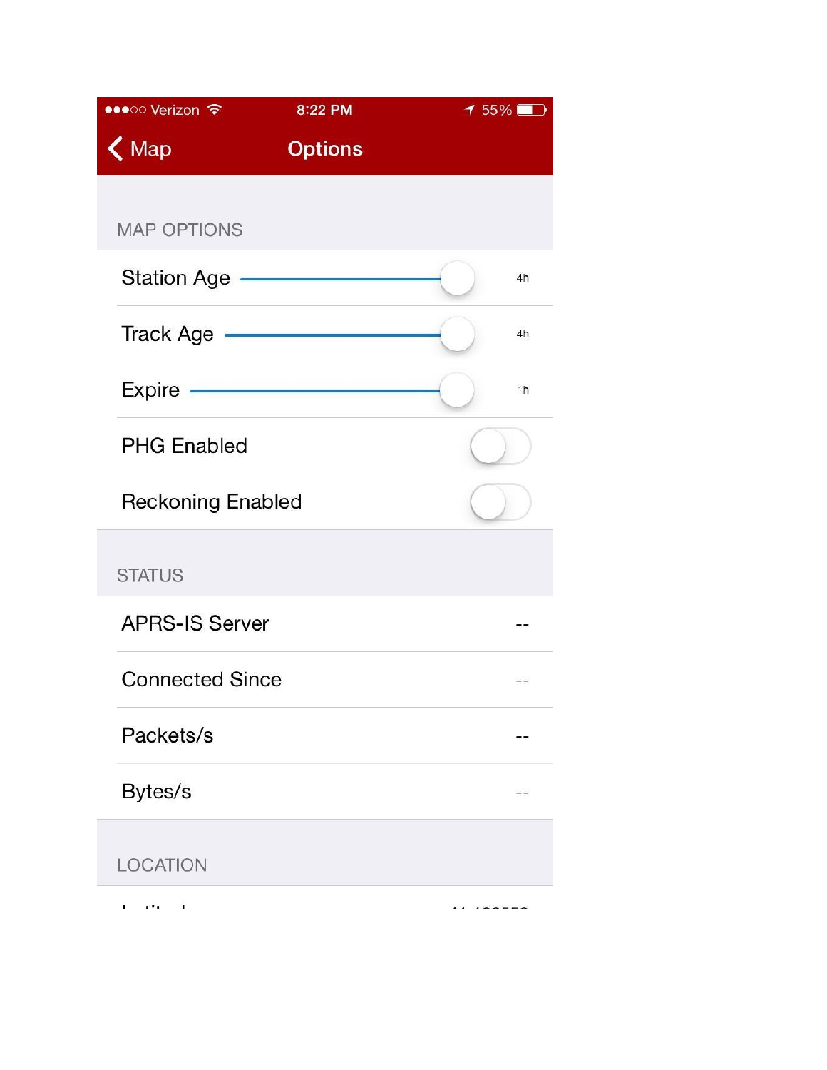●●●○○ Verizon 8:22 PM 55%

Map **Options**

MAP OPTIONS

| | |
|---|---|
| Station Age | 4h |
| Track Age | 4h |
| Expire | 1h |
| PHG Enabled | |
| Reckoning Enabled | |

STATUS

| | |
|---|---|
| APRS-IS Server | -- |
| Connected Since | -- |
| Packets/s | -- |
| Bytes/s | -- |

LOCATION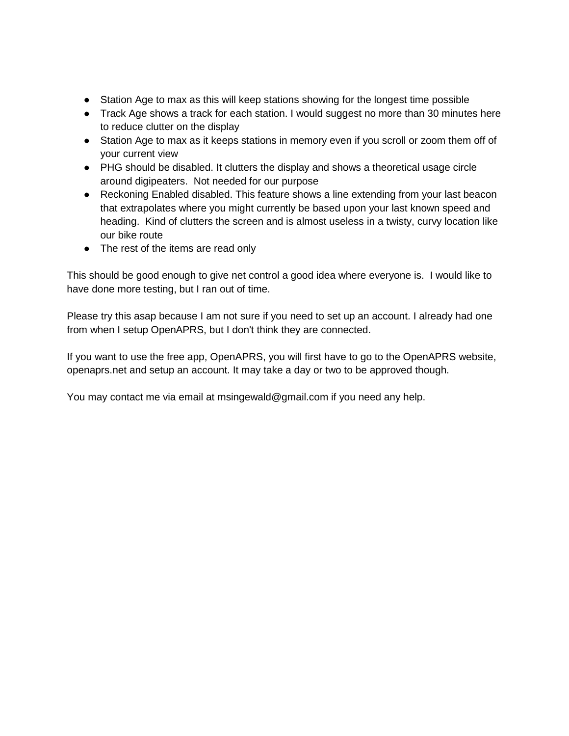- Station Age to max as this will keep stations showing for the longest time possible
- Track Age shows a track for each station. I would suggest no more than 30 minutes here to reduce clutter on the display
- Station Age to max as it keeps stations in memory even if you scroll or zoom them off of your current view
- PHG should be disabled. It clutters the display and shows a theoretical usage circle around digipeaters.  Not needed for our purpose
- Reckoning Enabled disabled. This feature shows a line extending from your last beacon that extrapolates where you might currently be based upon your last known speed and heading.  Kind of clutters the screen and is almost useless in a twisty, curvy location like our bike route
- The rest of the items are read only

This should be good enough to give net control a good idea where everyone is.  I would like to have done more testing, but I ran out of time.

Please try this asap because I am not sure if you need to set up an account. I already had one from when I setup OpenAPRS, but I don't think they are connected.

If you want to use the free app, OpenAPRS, you will first have to go to the OpenAPRS website, openaprs.net and setup an account. It may take a day or two to be approved though.

You may contact me via email at msingewald@gmail.com if you need any help.